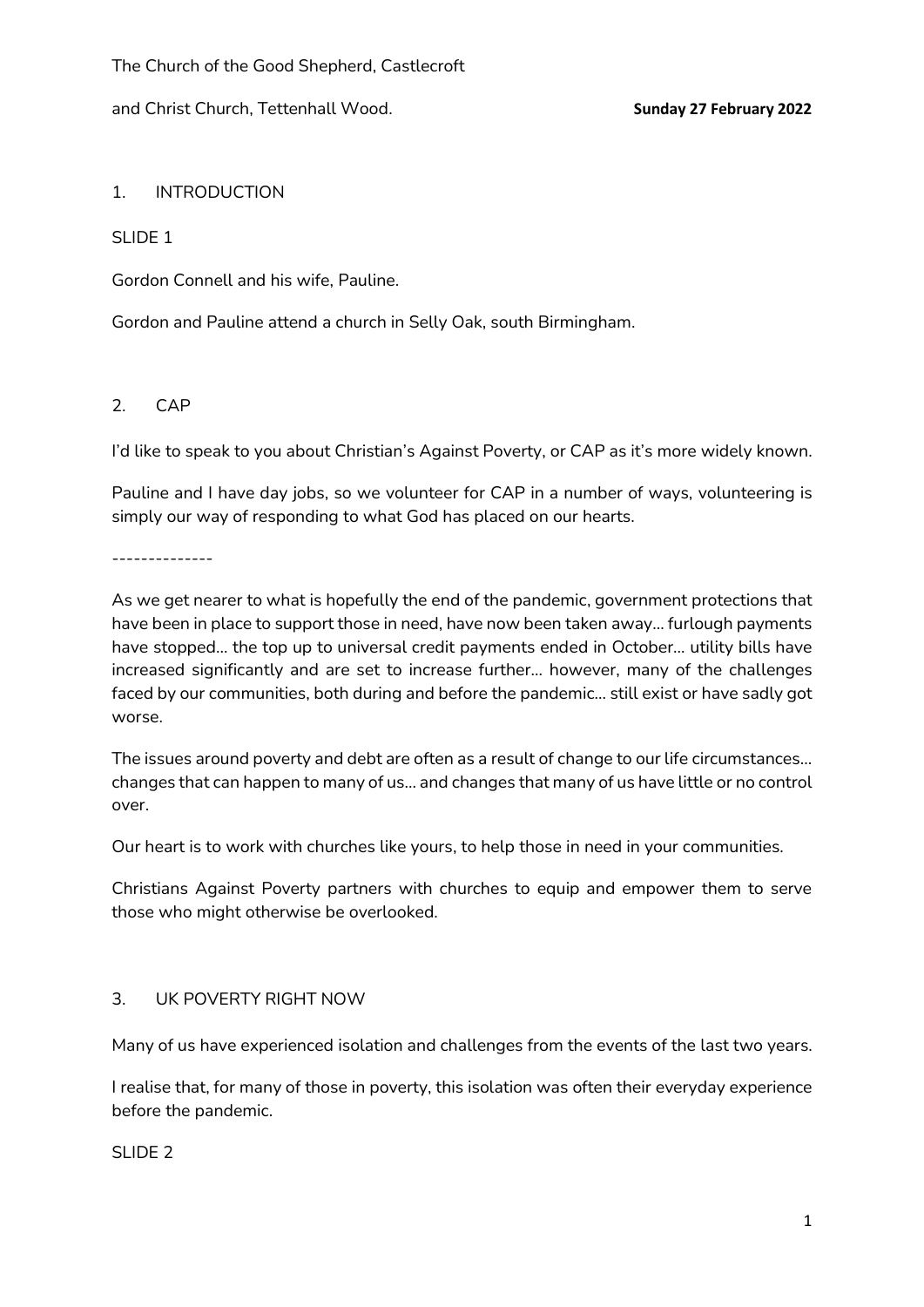The Church of the Good Shepherd, Castlecroft

and Christ Church, Tettenhall Wood. **Sunday 27 February 2022**

1. INTRODUCTION

SLIDE 1

Gordon Connell and his wife, Pauline.

Gordon and Pauline attend a church in Selly Oak, south Birmingham.

2. CAP

I'd like to speak to you about Christian's Against Poverty, or CAP as it's more widely known.

Pauline and I have day jobs, so we volunteer for CAP in a number of ways, volunteering is simply our way of responding to what God has placed on our hearts.

--------------

As we get nearer to what is hopefully the end of the pandemic, government protections that have been in place to support those in need, have now been taken away… furlough payments have stopped… the top up to universal credit payments ended in October… utility bills have increased significantly and are set to increase further… however, many of the challenges faced by our communities, both during and before the pandemic… still exist or have sadly got worse.

The issues around poverty and debt are often as a result of change to our life circumstances… changes that can happen to many of us… and changes that many of us have little or no control over.

Our heart is to work with churches like yours, to help those in need in your communities.

Christians Against Poverty partners with churches to equip and empower them to serve those who might otherwise be overlooked.

3. UK POVERTY RIGHT NOW

Many of us have experienced isolation and challenges from the events of the last two years.

I realise that, for many of those in poverty, this isolation was often their everyday experience before the pandemic.

SLIDE 2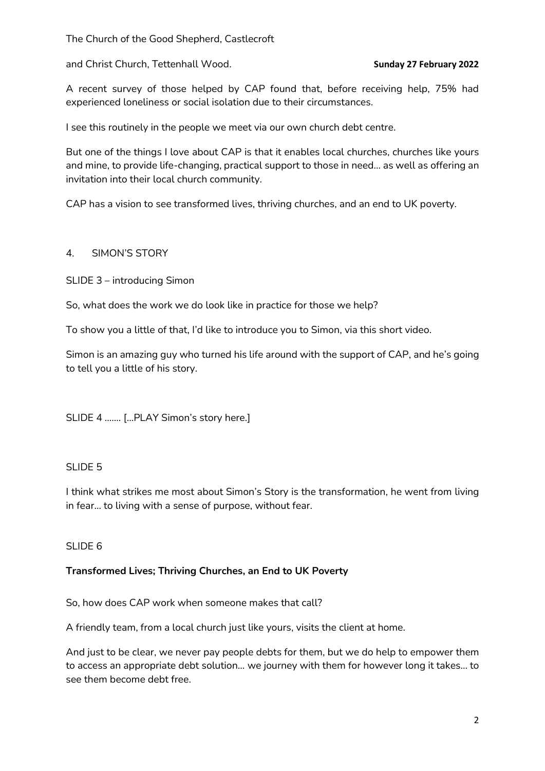A recent survey of those helped by CAP found that, before receiving help, 75% had experienced loneliness or social isolation due to their circumstances.

I see this routinely in the people we meet via our own church debt centre.

But one of the things I love about CAP is that it enables local churches, churches like yours and mine, to provide life-changing, practical support to those in need… as well as offering an invitation into their local church community.

CAP has a vision to see transformed lives, thriving churches, and an end to UK poverty.

4. SIMON'S STORY

SLIDE 3 – introducing Simon

So, what does the work we do look like in practice for those we help?

To show you a little of that, I'd like to introduce you to Simon, via this short video.

Simon is an amazing guy who turned his life around with the support of CAP, and he's going to tell you a little of his story.

SLIDE 4 ……. […PLAY Simon's story here.]

SLIDE 5

I think what strikes me most about Simon's Story is the transformation, he went from living in fear… to living with a sense of purpose, without fear.

SLIDE 6

**Transformed Lives; Thriving Churches, an End to UK Poverty**

So, how does CAP work when someone makes that call?

A friendly team, from a local church just like yours, visits the client at home.

And just to be clear, we never pay people debts for them, but we do help to empower them to access an appropriate debt solution… we journey with them for however long it takes… to see them become debt free.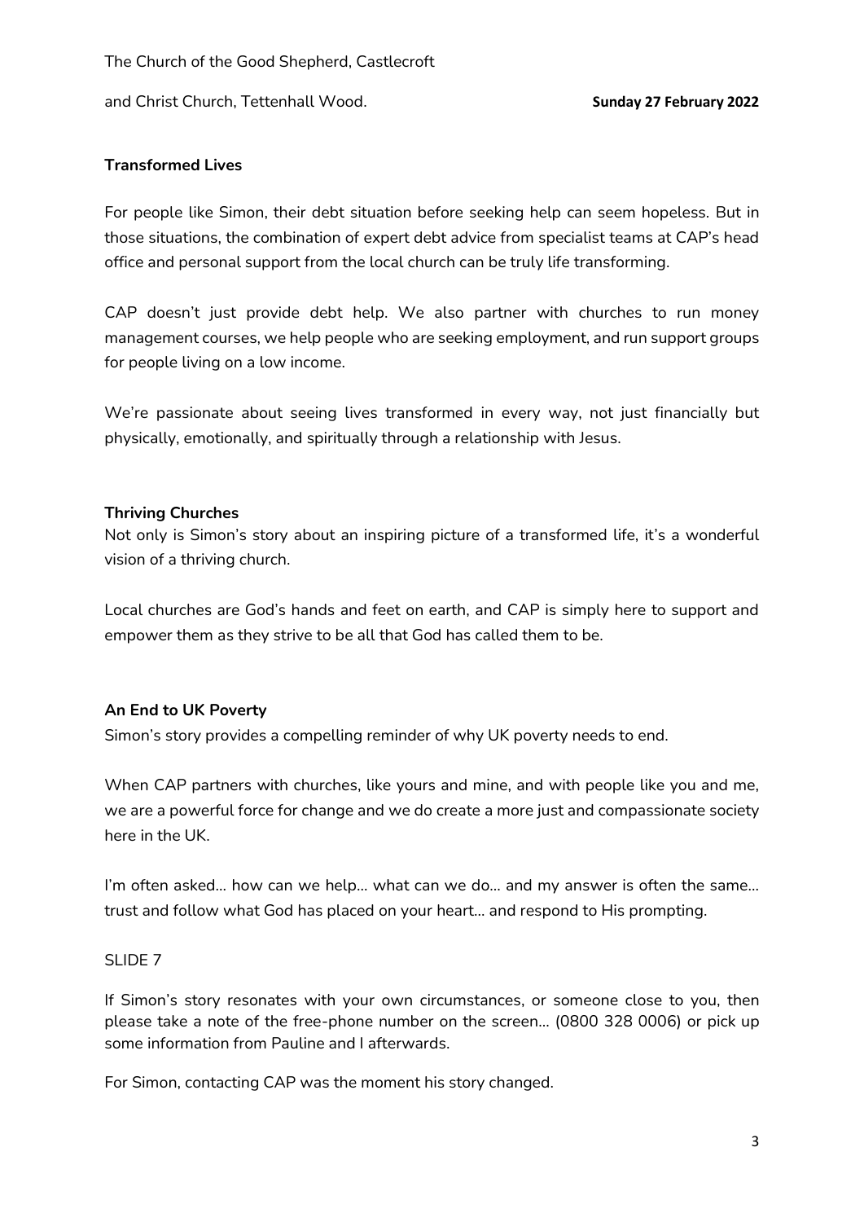**Transformed Lives**

For people like Simon, their debt situation before seeking help can seem hopeless. But in those situations, the combination of expert debt advice from specialist teams at CAP's head office and personal support from the local church can be truly life transforming.

CAP doesn't just provide debt help. We also partner with churches to run money management courses, we help people who are seeking employment, and run support groups for people living on a low income.

We're passionate about seeing lives transformed in every way, not just financially but physically, emotionally, and spiritually through a relationship with Jesus.

**Thriving Churches**

Not only is Simon's story about an inspiring picture of a transformed life, it's a wonderful vision of a thriving church.

Local churches are God's hands and feet on earth, and CAP is simply here to support and empower them as they strive to be all that God has called them to be.

**An End to UK Poverty**

Simon's story provides a compelling reminder of why UK poverty needs to end.

When CAP partners with churches, like yours and mine, and with people like you and me, we are a powerful force for change and we do create a more just and compassionate society here in the UK.

I'm often asked… how can we help… what can we do… and my answer is often the same… trust and follow what God has placed on your heart… and respond to His prompting.

SLIDE 7

If Simon's story resonates with your own circumstances, or someone close to you, then please take a note of the free-phone number on the screen… (0800 328 0006) or pick up some information from Pauline and I afterwards.

For Simon, contacting CAP was the moment his story changed.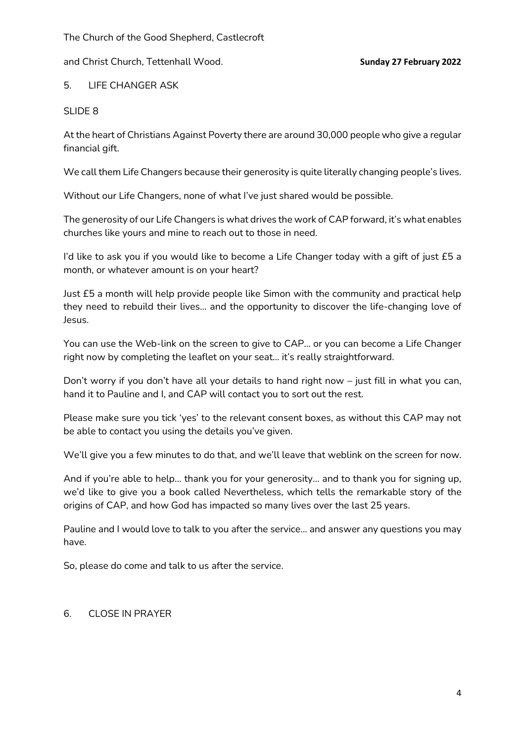5. LIFE CHANGER ASK

SLIDE 8

At the heart of Christians Against Poverty there are around 30,000 people who give a regular financial gift.

We call them Life Changers because their generosity is quite literally changing people's lives.

Without our Life Changers, none of what I've just shared would be possible.

The generosity of our Life Changers is what drives the work of CAP forward, it's what enables churches like yours and mine to reach out to those in need.

I'd like to ask you if you would like to become a Life Changer today with a gift of just £5 a month, or whatever amount is on your heart?

Just £5 a month will help provide people like Simon with the community and practical help they need to rebuild their lives… and the opportunity to discover the life-changing love of Jesus.

You can use the Web-link on the screen to give to CAP… or you can become a Life Changer right now by completing the leaflet on your seat… it's really straightforward.

Don't worry if you don't have all your details to hand right now – just fill in what you can, hand it to Pauline and I, and CAP will contact you to sort out the rest.

Please make sure you tick 'yes' to the relevant consent boxes, as without this CAP may not be able to contact you using the details you've given.

We'll give you a few minutes to do that, and we'll leave that weblink on the screen for now.

And if you're able to help… thank you for your generosity… and to thank you for signing up, we'd like to give you a book called Nevertheless, which tells the remarkable story of the origins of CAP, and how God has impacted so many lives over the last 25 years.

Pauline and I would love to talk to you after the service… and answer any questions you may have.

So, please do come and talk to us after the service.

6. CLOSE IN PRAYER